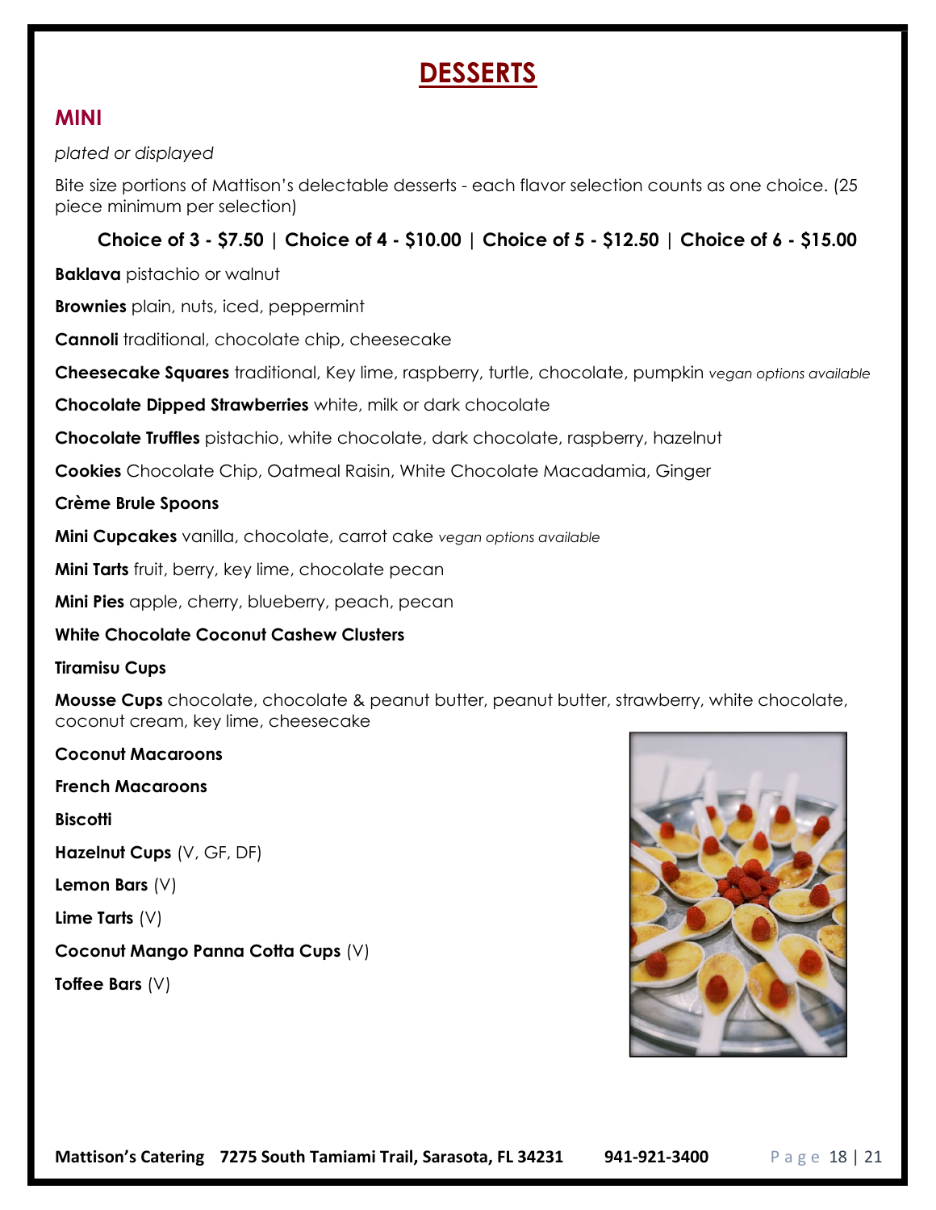# DESSERTS

## MINI

*plated or displayed*

Bite size portions of Mattison's delectable desserts - each flavor selection counts as one choice. (25 piece minimum per selection)

**Choice of 3 - $7.50 | Choice of 4 - $10.00 | Choice of 5 - $12.50 | Choice of 6 - $15.00**

**Baklava** pistachio or walnut

**Brownies** plain, nuts, iced, peppermint

**Cannoli** traditional, chocolate chip, cheesecake

**Cheesecake Squares** traditional, Key lime, raspberry, turtle, chocolate, pumpkin *vegan options available*

**Chocolate Dipped Strawberries** white, milk or dark chocolate

**Chocolate Truffles** pistachio, white chocolate, dark chocolate, raspberry, hazelnut

**Cookies** Chocolate Chip, Oatmeal Raisin, White Chocolate Macadamia, Ginger

**Crème Brule Spoons**

**Mini Cupcakes** vanilla, chocolate, carrot cake *vegan options available*

**Mini Tarts** fruit, berry, key lime, chocolate pecan

**Mini Pies** apple, cherry, blueberry, peach, pecan

**White Chocolate Coconut Cashew Clusters**

**Tiramisu Cups**

**Mousse Cups** chocolate, chocolate & peanut butter, peanut butter, strawberry, white chocolate, coconut cream, key lime, cheesecake

**Coconut Macaroons**

**French Macaroons**

**Biscotti**

**Hazelnut Cups** (V, GF, DF)

**Lemon Bars** (V)

**Lime Tarts** (V)

**Coconut Mango Panna Cotta Cups** (V)

**Toffee Bars** (V)

Mattison's Catering 7275 South Tamiami Trail, Sarasota, FL 34231 941-921-3400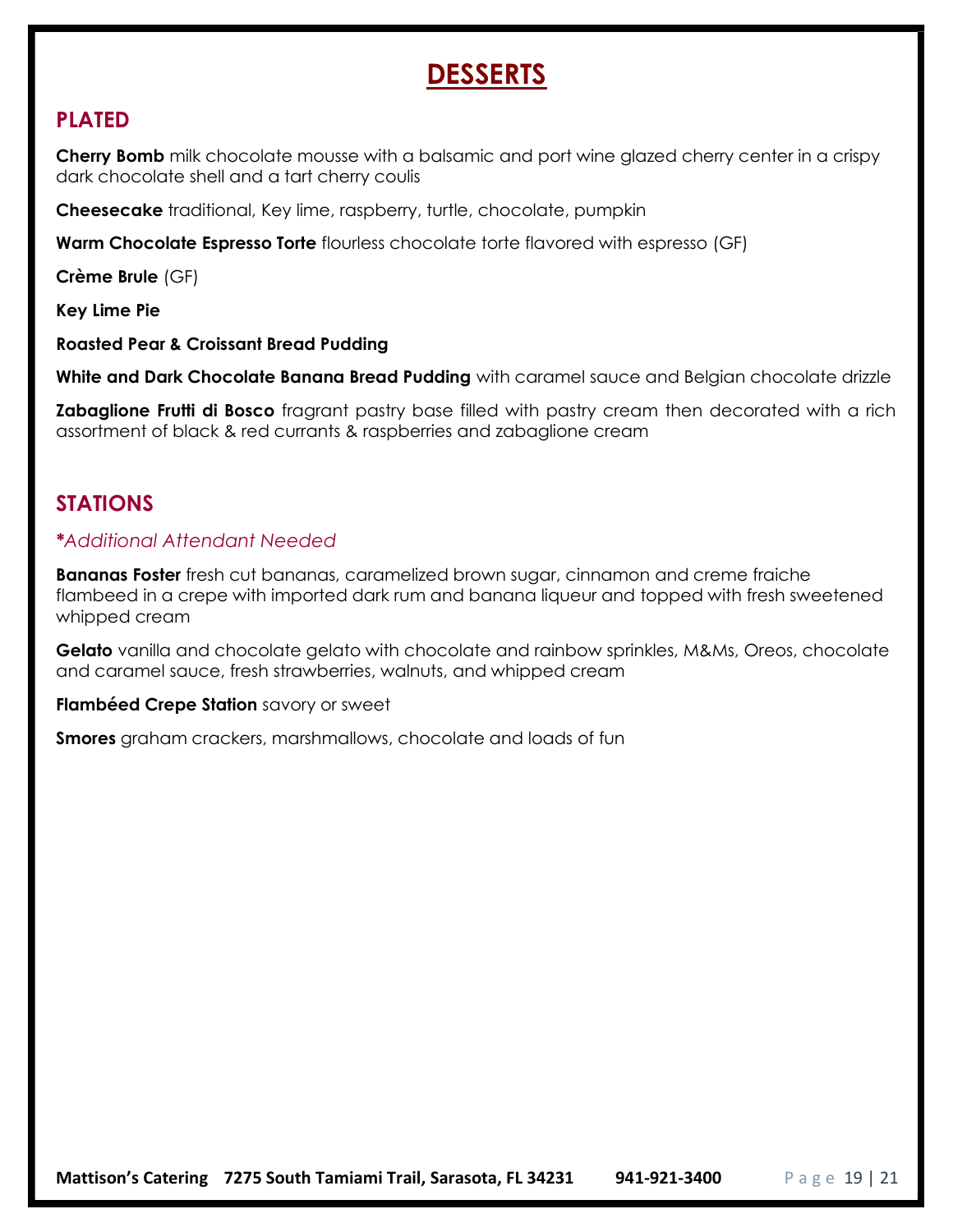# DESSERTS

## PLATED

**Cherry Bomb** milk chocolate mousse with a balsamic and port wine glazed cherry center in a crispy dark chocolate shell and a tart cherry coulis

**Cheesecake** traditional, Key lime, raspberry, turtle, chocolate, pumpkin

**Warm Chocolate Espresso Torte** flourless chocolate torte flavored with espresso (GF)

**Crème Brule** (GF)

**Key Lime Pie**

**Roasted Pear & Croissant Bread Pudding**

**White and Dark Chocolate Banana Bread Pudding** with caramel sauce and Belgian chocolate drizzle

**Zabaglione Frutti di Bosco** fragrant pastry base filled with pastry cream then decorated with a rich assortment of black & red currants & raspberries and zabaglione cream

## STATIONS

***Additional Attendant Needed***

**Bananas Foster** fresh cut bananas, caramelized brown sugar, cinnamon and creme fraiche flambeed in a crepe with imported dark rum and banana liqueur and topped with fresh sweetened whipped cream

**Gelato** vanilla and chocolate gelato with chocolate and rainbow sprinkles, M&Ms, Oreos, chocolate and caramel sauce, fresh strawberries, walnuts, and whipped cream

**Flambéed Crepe Station** savory or sweet

**Smores** graham crackers, marshmallows, chocolate and loads of fun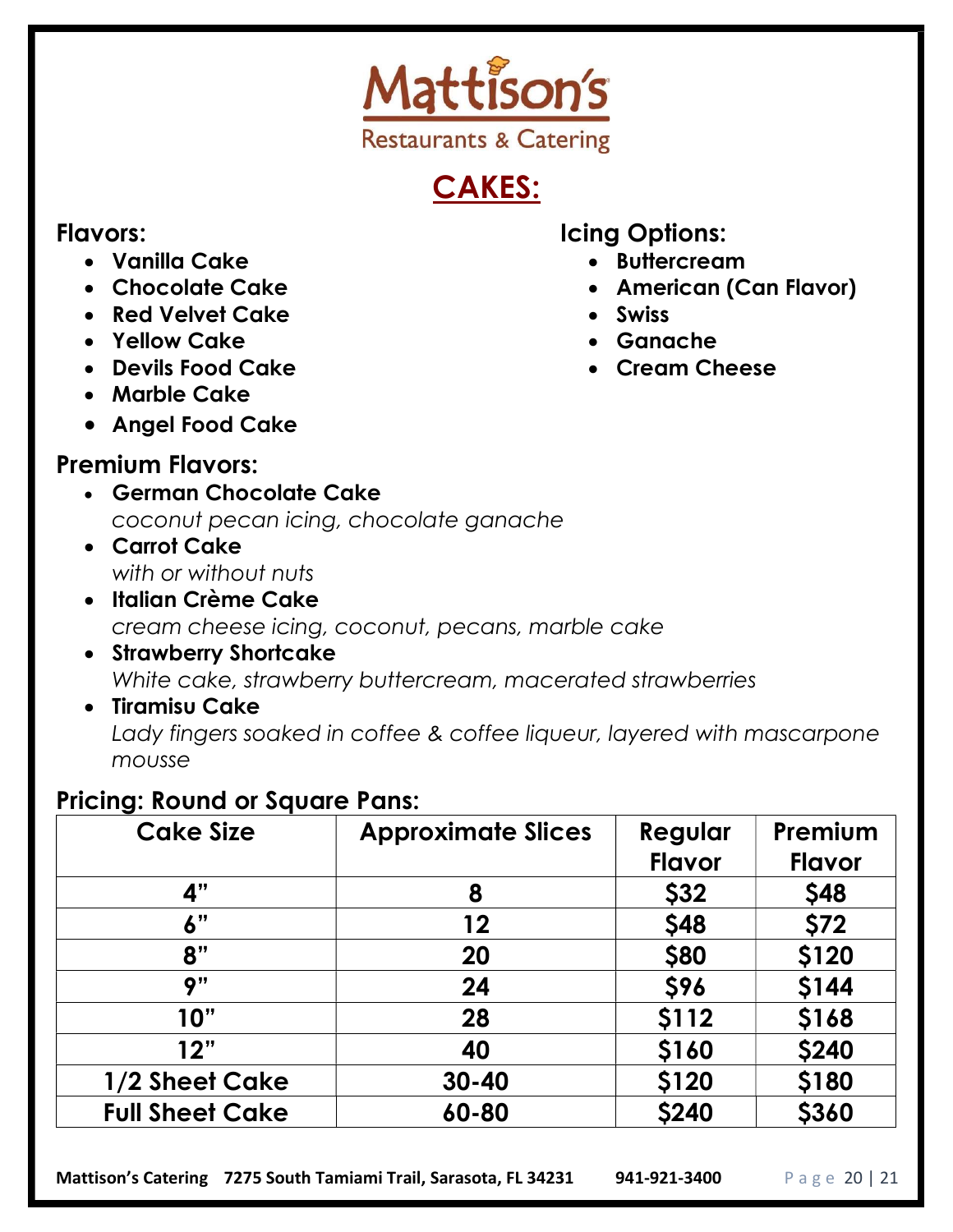Mattison's
Restaurants & Catering

# CAKES:

## Flavors:

- **Vanilla Cake**
- **Chocolate Cake**
- **Red Velvet Cake**
- **Yellow Cake**
- **Devils Food Cake**
- **Marble Cake**
- **Angel Food Cake**

## Icing Options:

- **Buttercream**
- **American (Can Flavor)**
- **Swiss**
- **Ganache**
- **Cream Cheese**

## Premium Flavors:

- **German Chocolate Cake**
  *coconut pecan icing, chocolate ganache*
- **Carrot Cake**
  *with or without nuts*
- **Italian Crème Cake**
  *cream cheese icing, coconut, pecans, marble cake*
- **Strawberry Shortcake**
  *White cake, strawberry buttercream, macerated strawberries*
- **Tiramisu Cake**
  *Lady fingers soaked in coffee & coffee liqueur, layered with mascarpone mousse*

## Pricing: Round or Square Pans:

| Cake Size | Approximate Slices | Regular Flavor | Premium Flavor |
|---|---|---|---|
| 4" | 8 | $32 | $48 |
| 6" | 12 | $48 | $72 |
| 8" | 20 | $80 | $120 |
| 9" | 24 | $96 | $144 |
| 10" | 28 | $112 | $168 |
| 12" | 40 | $160 | $240 |
| 1/2 Sheet Cake | 30-40 | $120 | $180 |
| Full Sheet Cake | 60-80 | $240 | $360 |

**Mattison's Catering 7275 South Tamiami Trail, Sarasota, FL 34231 941-921-3400**